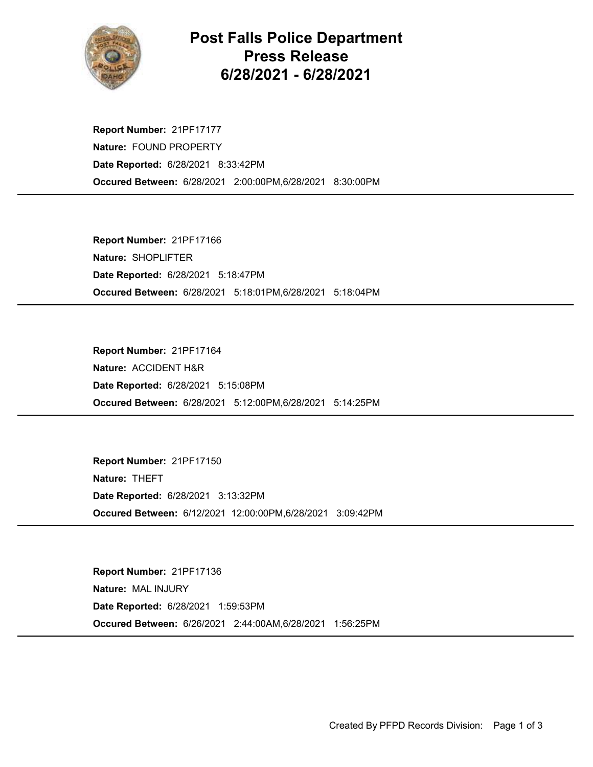# Post Falls Police Department
# Press Release
# 6/28/2021 - 6/28/2021

**Report Number:** 21PF17177
**Nature:** FOUND PROPERTY
**Date Reported:** 6/28/2021 8:33:42PM
**Occured Between:** 6/28/2021 2:00:00PM,6/28/2021 8:30:00PM

---

**Report Number:** 21PF17166
**Nature:** SHOPLIFTER
**Date Reported:** 6/28/2021 5:18:47PM
**Occured Between:** 6/28/2021 5:18:01PM,6/28/2021 5:18:04PM

---

**Report Number:** 21PF17164
**Nature:** ACCIDENT H&R
**Date Reported:** 6/28/2021 5:15:08PM
**Occured Between:** 6/28/2021 5:12:00PM,6/28/2021 5:14:25PM

---

**Report Number:** 21PF17150
**Nature:** THEFT
**Date Reported:** 6/28/2021 3:13:32PM
**Occured Between:** 6/12/2021 12:00:00PM,6/28/2021 3:09:42PM

---

**Report Number:** 21PF17136
**Nature:** MAL INJURY
**Date Reported:** 6/28/2021 1:59:53PM
**Occured Between:** 6/26/2021 2:44:00AM,6/28/2021 1:56:25PM

---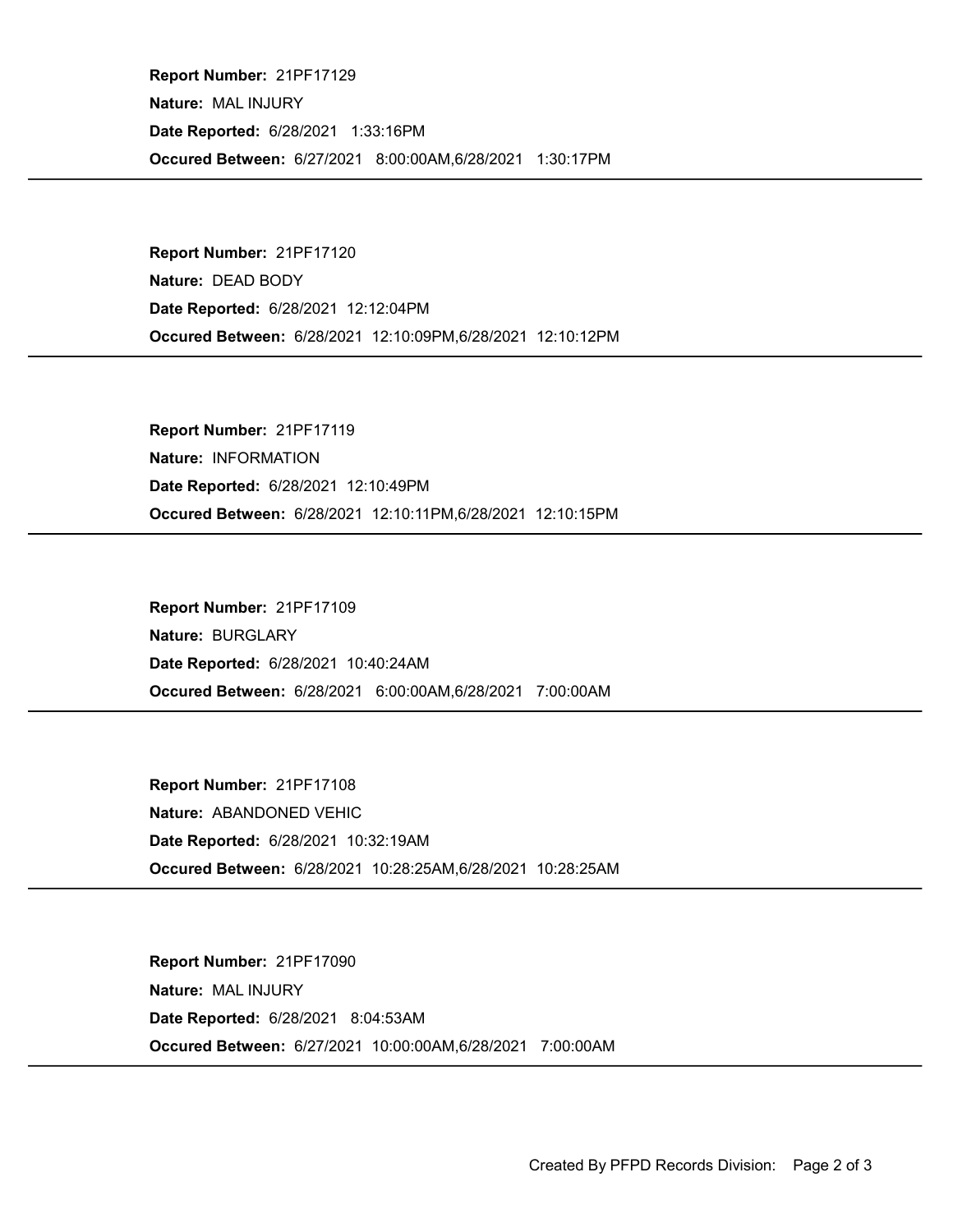**Report Number:** 21PF17129

**Nature:** MAL INJURY

**Date Reported:** 6/28/2021 1:33:16PM

**Occured Between:** 6/27/2021 8:00:00AM,6/28/2021 1:30:17PM

---

**Report Number:** 21PF17120

**Nature:** DEAD BODY

**Date Reported:** 6/28/2021 12:12:04PM

**Occured Between:** 6/28/2021 12:10:09PM,6/28/2021 12:10:12PM

---

**Report Number:** 21PF17119

**Nature:** INFORMATION

**Date Reported:** 6/28/2021 12:10:49PM

**Occured Between:** 6/28/2021 12:10:11PM,6/28/2021 12:10:15PM

---

**Report Number:** 21PF17109

**Nature:** BURGLARY

**Date Reported:** 6/28/2021 10:40:24AM

**Occured Between:** 6/28/2021 6:00:00AM,6/28/2021 7:00:00AM

---

**Report Number:** 21PF17108

**Nature:** ABANDONED VEHIC

**Date Reported:** 6/28/2021 10:32:19AM

**Occured Between:** 6/28/2021 10:28:25AM,6/28/2021 10:28:25AM

---

**Report Number:** 21PF17090

**Nature:** MAL INJURY

**Date Reported:** 6/28/2021 8:04:53AM

**Occured Between:** 6/27/2021 10:00:00AM,6/28/2021 7:00:00AM

---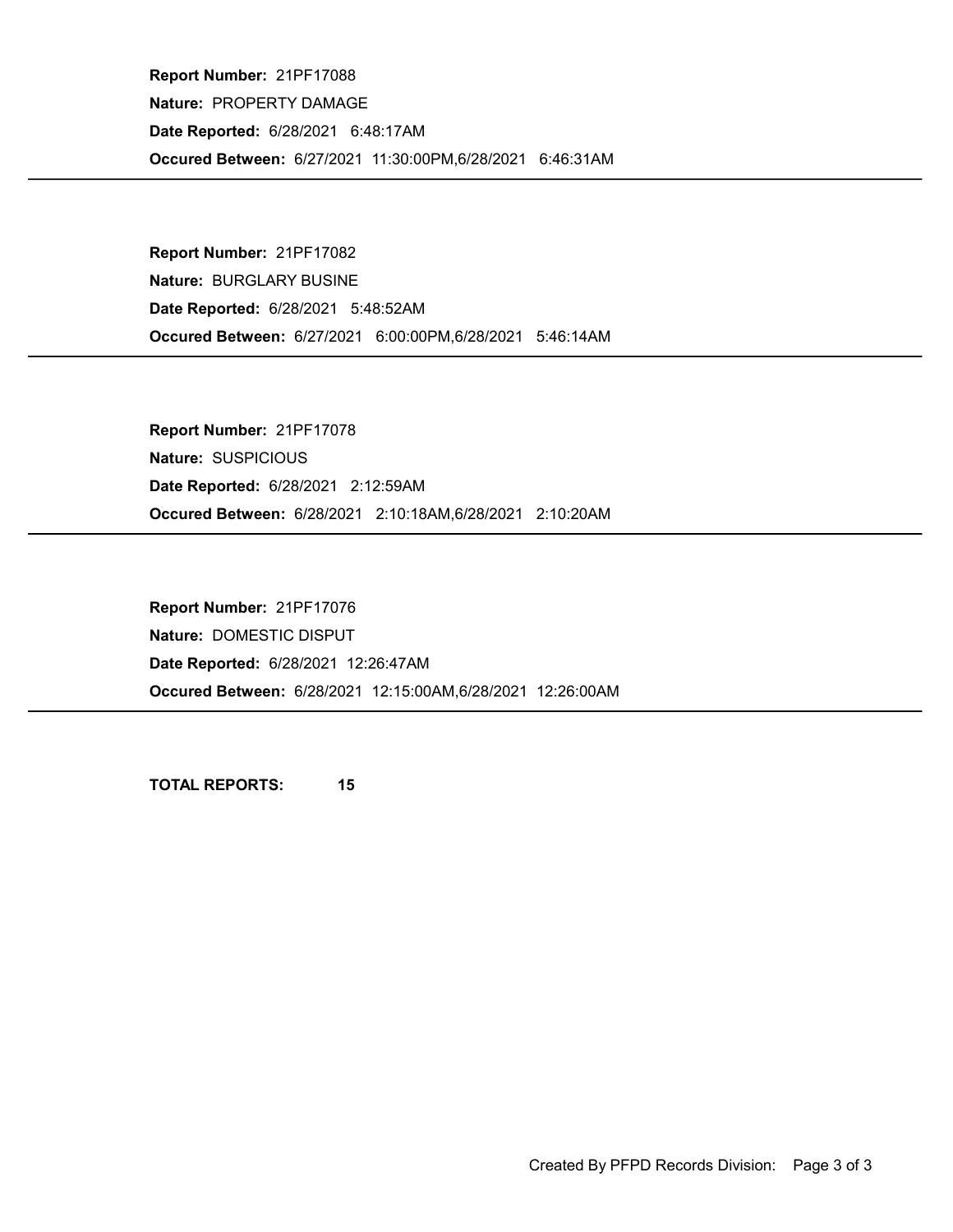**Report Number:** 21PF17088

**Nature:** PROPERTY DAMAGE

**Date Reported:** 6/28/2021 6:48:17AM

**Occured Between:** 6/27/2021 11:30:00PM,6/28/2021 6:46:31AM

---

**Report Number:** 21PF17082

**Nature:** BURGLARY BUSINE

**Date Reported:** 6/28/2021 5:48:52AM

**Occured Between:** 6/27/2021 6:00:00PM,6/28/2021 5:46:14AM

---

**Report Number:** 21PF17078

**Nature:** SUSPICIOUS

**Date Reported:** 6/28/2021 2:12:59AM

**Occured Between:** 6/28/2021 2:10:18AM,6/28/2021 2:10:20AM

---

**Report Number:** 21PF17076

**Nature:** DOMESTIC DISPUT

**Date Reported:** 6/28/2021 12:26:47AM

**Occured Between:** 6/28/2021 12:15:00AM,6/28/2021 12:26:00AM

---

**TOTAL REPORTS: 15**

Created By PFPD Records Division: